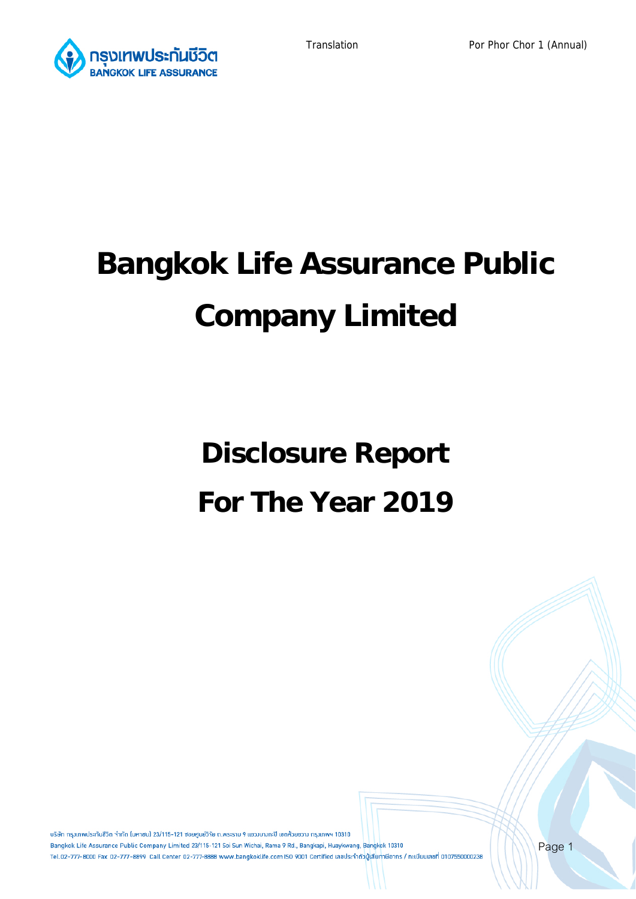Translation

Por Phor Chor 1 (Annual)

# Bangkok Life Assurance Public Company Limited

## Disclosure Report

## For The Year 2019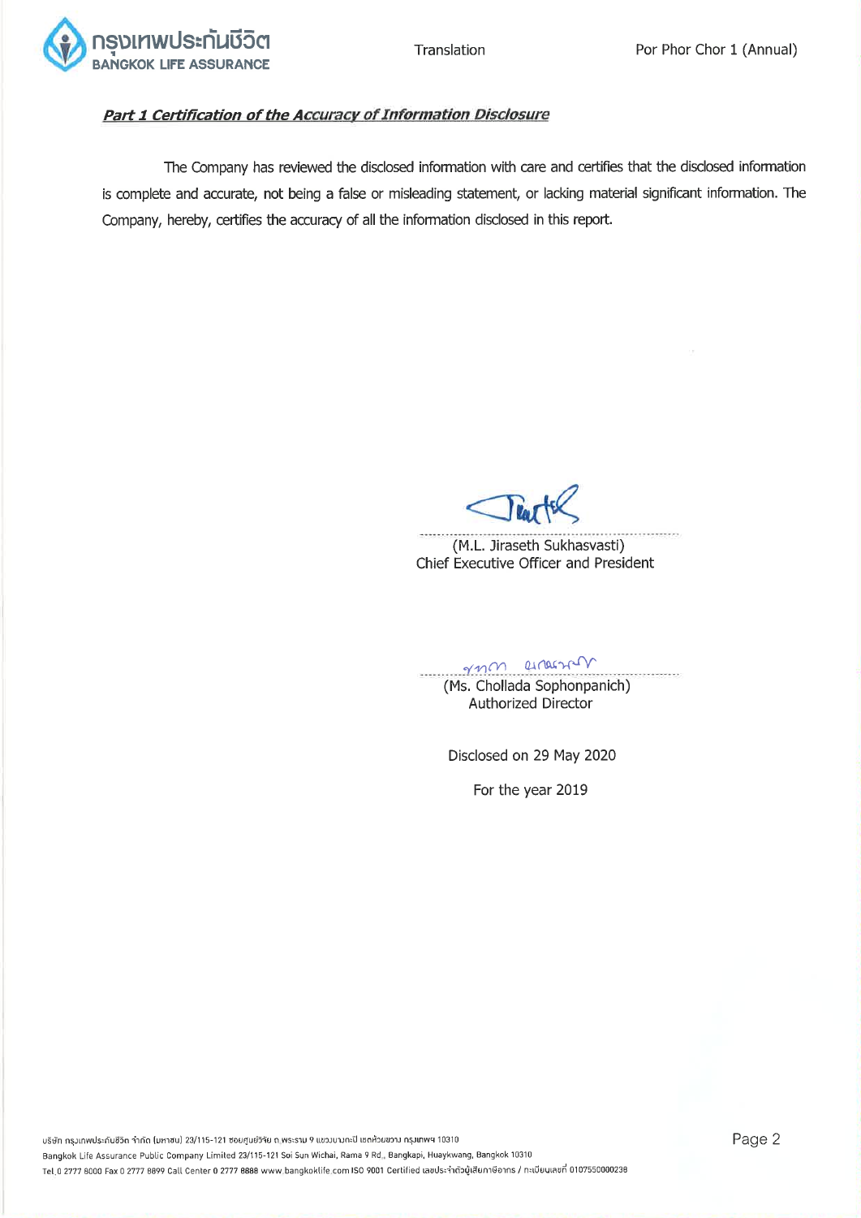***Part 1 Certification of the Accuracy of Information Disclosure***

The Company has reviewed the disclosed information with care and certifies that the disclosed information is complete and accurate, not being a false or misleading statement, or lacking material significant information. The Company, hereby, certifies the accuracy of all the information disclosed in this report.

(M.L. Jiraseth Sukhasvasti)
Chief Executive Officer and President

(Ms. Chollada Sophonpanich)
Authorized Director

Disclosed on 29 May 2020

For the year 2019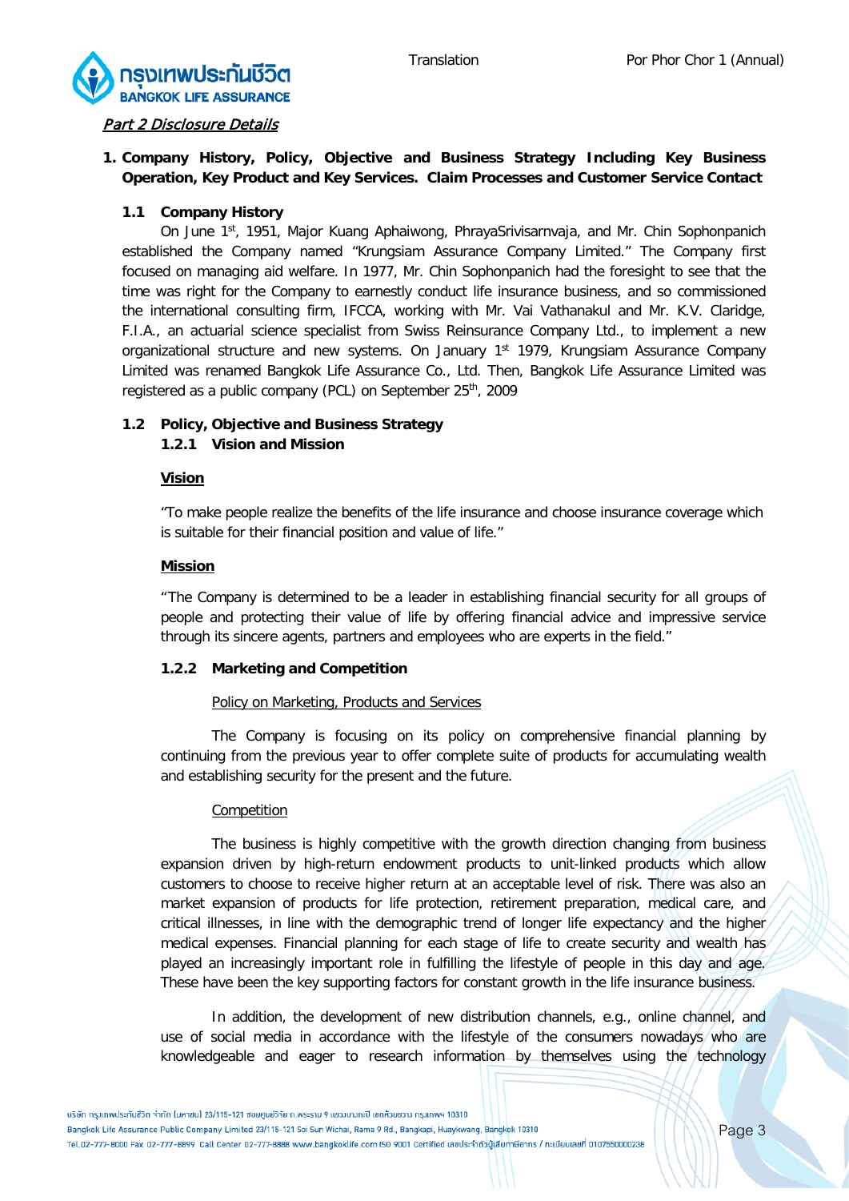*Part 2 Disclosure Details*

## 1. Company History, Policy, Objective and Business Strategy Including Key Business Operation, Key Product and Key Services. Claim Processes and Customer Service Contact

### 1.1 Company History

On June 1st, 1951, Major Kuang Aphaiwong, PhrayaSrivisarnvaja, and Mr. Chin Sophonpanich established the Company named "Krungsiam Assurance Company Limited." The Company first focused on managing aid welfare. In 1977, Mr. Chin Sophonpanich had the foresight to see that the time was right for the Company to earnestly conduct life insurance business, and so commissioned the international consulting firm, IFCCA, working with Mr. Vai Vathanakul and Mr. K.V. Claridge, F.I.A., an actuarial science specialist from Swiss Reinsurance Company Ltd., to implement a new organizational structure and new systems. On January 1st 1979, Krungsiam Assurance Company Limited was renamed Bangkok Life Assurance Co., Ltd. Then, Bangkok Life Assurance Limited was registered as a public company (PCL) on September 25th, 2009

### 1.2 Policy, Objective and Business Strategy

#### 1.2.1 Vision and Mission

**Vision**

"To make people realize the benefits of the life insurance and choose insurance coverage which is suitable for their financial position and value of life."

**Mission**

"The Company is determined to be a leader in establishing financial security for all groups of people and protecting their value of life by offering financial advice and impressive service through its sincere agents, partners and employees who are experts in the field."

#### 1.2.2 Marketing and Competition

Policy on Marketing, Products and Services

The Company is focusing on its policy on comprehensive financial planning by continuing from the previous year to offer complete suite of products for accumulating wealth and establishing security for the present and the future.

Competition

The business is highly competitive with the growth direction changing from business expansion driven by high-return endowment products to unit-linked products which allow customers to choose to receive higher return at an acceptable level of risk. There was also an market expansion of products for life protection, retirement preparation, medical care, and critical illnesses, in line with the demographic trend of longer life expectancy and the higher medical expenses. Financial planning for each stage of life to create security and wealth has played an increasingly important role in fulfilling the lifestyle of people in this day and age. These have been the key supporting factors for constant growth in the life insurance business.

In addition, the development of new distribution channels, e.g., online channel, and use of social media in accordance with the lifestyle of the consumers nowadays who are knowledgeable and eager to research information by themselves using the technology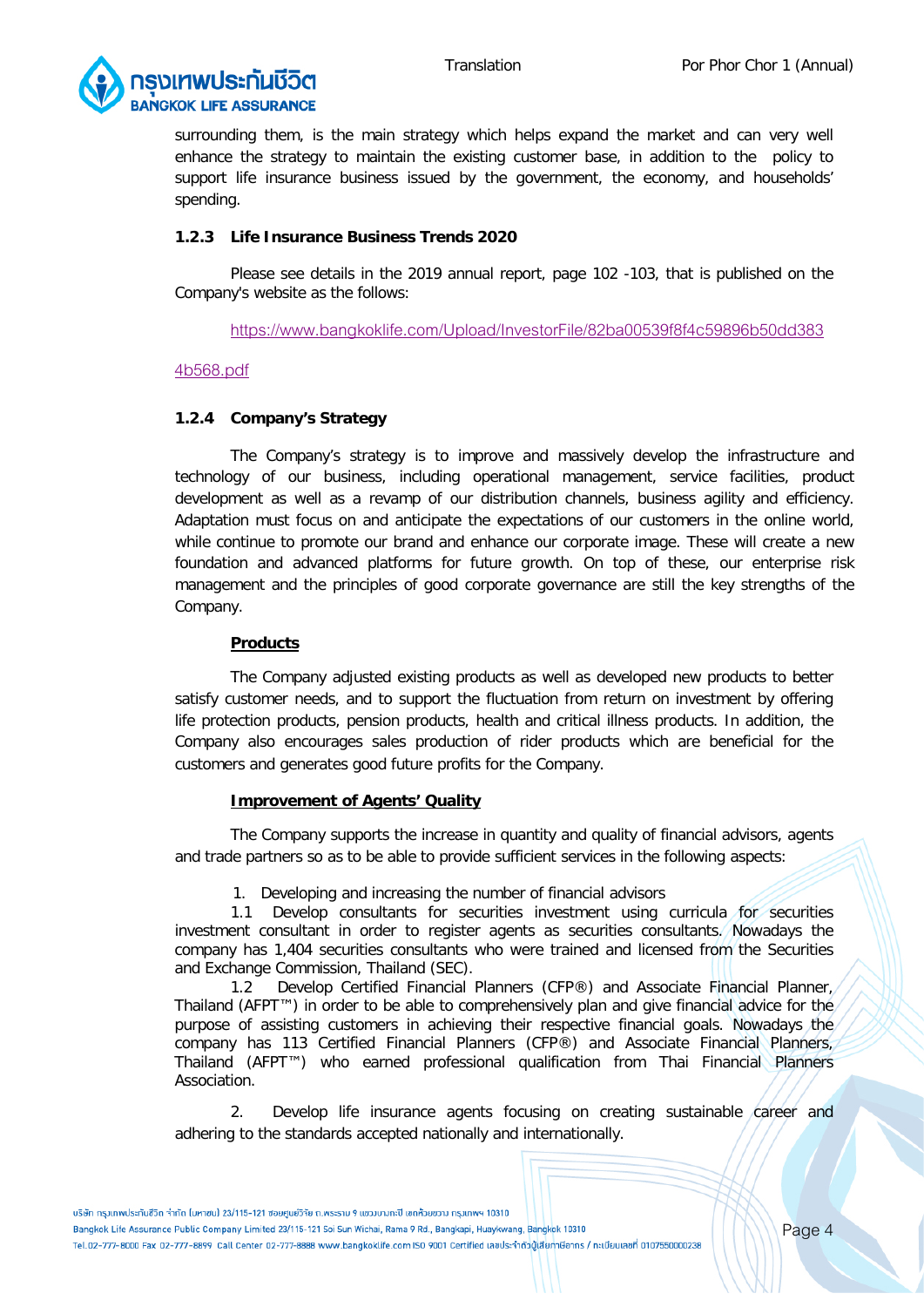surrounding them, is the main strategy which helps expand the market and can very well enhance the strategy to maintain the existing customer base, in addition to the policy to support life insurance business issued by the government, the economy, and households' spending.

### 1.2.3 Life Insurance Business Trends 2020

Please see details in the 2019 annual report, page 102 -103, that is published on the Company's website as the follows:

https://www.bangkoklife.com/Upload/InvestorFile/82ba00539f8f4c59896b50dd3834b568.pdf

### 1.2.4 Company's Strategy

The Company's strategy is to improve and massively develop the infrastructure and technology of our business, including operational management, service facilities, product development as well as a revamp of our distribution channels, business agility and efficiency. Adaptation must focus on and anticipate the expectations of our customers in the online world, while continue to promote our brand and enhance our corporate image. These will create a new foundation and advanced platforms for future growth. On top of these, our enterprise risk management and the principles of good corporate governance are still the key strengths of the Company.

**Products**

The Company adjusted existing products as well as developed new products to better satisfy customer needs, and to support the fluctuation from return on investment by offering life protection products, pension products, health and critical illness products. In addition, the Company also encourages sales production of rider products which are beneficial for the customers and generates good future profits for the Company.

**Improvement of Agents' Quality**

The Company supports the increase in quantity and quality of financial advisors, agents and trade partners so as to be able to provide sufficient services in the following aspects:

1. Developing and increasing the number of financial advisors

1.1 Develop consultants for securities investment using curricula for securities investment consultant in order to register agents as securities consultants. Nowadays the company has 1,404 securities consultants who were trained and licensed from the Securities and Exchange Commission, Thailand (SEC).

1.2 Develop Certified Financial Planners (CFP®) and Associate Financial Planner, Thailand (AFPT™) in order to be able to comprehensively plan and give financial advice for the purpose of assisting customers in achieving their respective financial goals. Nowadays the company has 113 Certified Financial Planners (CFP®) and Associate Financial Planners, Thailand (AFPT™) who earned professional qualification from Thai Financial Planners Association.

2. Develop life insurance agents focusing on creating sustainable career and adhering to the standards accepted nationally and internationally.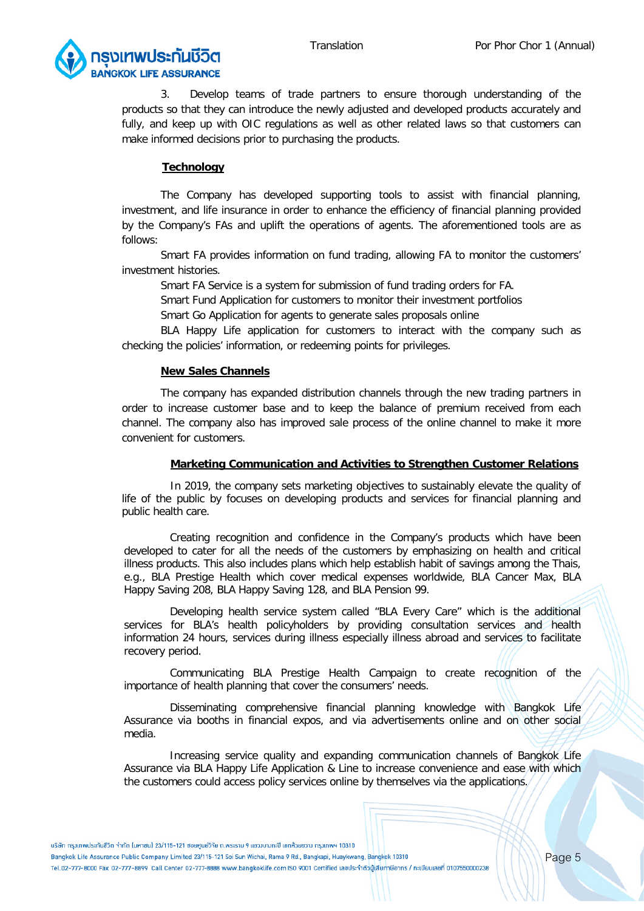3. Develop teams of trade partners to ensure thorough understanding of the products so that they can introduce the newly adjusted and developed products accurately and fully, and keep up with OIC regulations as well as other related laws so that customers can make informed decisions prior to purchasing the products.

**Technology**

The Company has developed supporting tools to assist with financial planning, investment, and life insurance in order to enhance the efficiency of financial planning provided by the Company's FAs and uplift the operations of agents. The aforementioned tools are as follows:

Smart FA provides information on fund trading, allowing FA to monitor the customers' investment histories.

Smart FA Service is a system for submission of fund trading orders for FA.

Smart Fund Application for customers to monitor their investment portfolios

Smart Go Application for agents to generate sales proposals online

BLA Happy Life application for customers to interact with the company such as checking the policies' information, or redeeming points for privileges.

**New Sales Channels**

The company has expanded distribution channels through the new trading partners in order to increase customer base and to keep the balance of premium received from each channel. The company also has improved sale process of the online channel to make it more convenient for customers.

**Marketing Communication and Activities to Strengthen Customer Relations**

In 2019, the company sets marketing objectives to sustainably elevate the quality of life of the public by focuses on developing products and services for financial planning and public health care.

Creating recognition and confidence in the Company's products which have been developed to cater for all the needs of the customers by emphasizing on health and critical illness products. This also includes plans which help establish habit of savings among the Thais, e.g., BLA Prestige Health which cover medical expenses worldwide, BLA Cancer Max, BLA Happy Saving 208, BLA Happy Saving 128, and BLA Pension 99.

Developing health service system called "BLA Every Care" which is the additional services for BLA's health policyholders by providing consultation services and health information 24 hours, services during illness especially illness abroad and services to facilitate recovery period.

Communicating BLA Prestige Health Campaign to create recognition of the importance of health planning that cover the consumers' needs.

Disseminating comprehensive financial planning knowledge with Bangkok Life Assurance via booths in financial expos, and via advertisements online and on other social media.

Increasing service quality and expanding communication channels of Bangkok Life Assurance via BLA Happy Life Application & Line to increase convenience and ease with which the customers could access policy services online by themselves via the applications.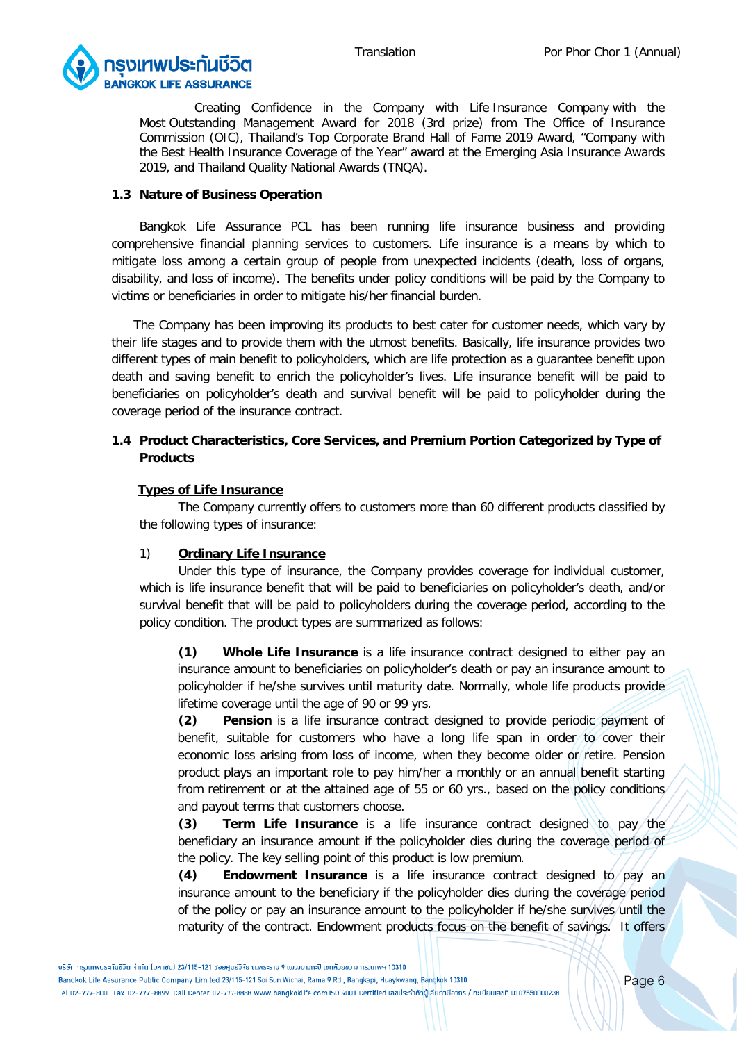Creating Confidence in the Company with Life Insurance Company with the Most Outstanding Management Award for 2018 (3rd prize) from The Office of Insurance Commission (OIC), Thailand's Top Corporate Brand Hall of Fame 2019 Award, "Company with the Best Health Insurance Coverage of the Year" award at the Emerging Asia Insurance Awards 2019, and Thailand Quality National Awards (TNQA).

### 1.3 Nature of Business Operation

Bangkok Life Assurance PCL has been running life insurance business and providing comprehensive financial planning services to customers. Life insurance is a means by which to mitigate loss among a certain group of people from unexpected incidents (death, loss of organs, disability, and loss of income). The benefits under policy conditions will be paid by the Company to victims or beneficiaries in order to mitigate his/her financial burden.

The Company has been improving its products to best cater for customer needs, which vary by their life stages and to provide them with the utmost benefits. Basically, life insurance provides two different types of main benefit to policyholders, which are life protection as a guarantee benefit upon death and saving benefit to enrich the policyholder's lives. Life insurance benefit will be paid to beneficiaries on policyholder's death and survival benefit will be paid to policyholder during the coverage period of the insurance contract.

### 1.4 Product Characteristics, Core Services, and Premium Portion Categorized by Type of Products

**Types of Life Insurance**

The Company currently offers to customers more than 60 different products classified by the following types of insurance:

1) **Ordinary Life Insurance**

Under this type of insurance, the Company provides coverage for individual customer, which is life insurance benefit that will be paid to beneficiaries on policyholder's death, and/or survival benefit that will be paid to policyholders during the coverage period, according to the policy condition. The product types are summarized as follows:

**(1) Whole Life Insurance** is a life insurance contract designed to either pay an insurance amount to beneficiaries on policyholder's death or pay an insurance amount to policyholder if he/she survives until maturity date. Normally, whole life products provide lifetime coverage until the age of 90 or 99 yrs.

**(2) Pension** is a life insurance contract designed to provide periodic payment of benefit, suitable for customers who have a long life span in order to cover their economic loss arising from loss of income, when they become older or retire. Pension product plays an important role to pay him/her a monthly or an annual benefit starting from retirement or at the attained age of 55 or 60 yrs., based on the policy conditions and payout terms that customers choose.

**(3) Term Life Insurance** is a life insurance contract designed to pay the beneficiary an insurance amount if the policyholder dies during the coverage period of the policy. The key selling point of this product is low premium.

**(4) Endowment Insurance** is a life insurance contract designed to pay an insurance amount to the beneficiary if the policyholder dies during the coverage period of the policy or pay an insurance amount to the policyholder if he/she survives until the maturity of the contract. Endowment products focus on the benefit of savings. It offers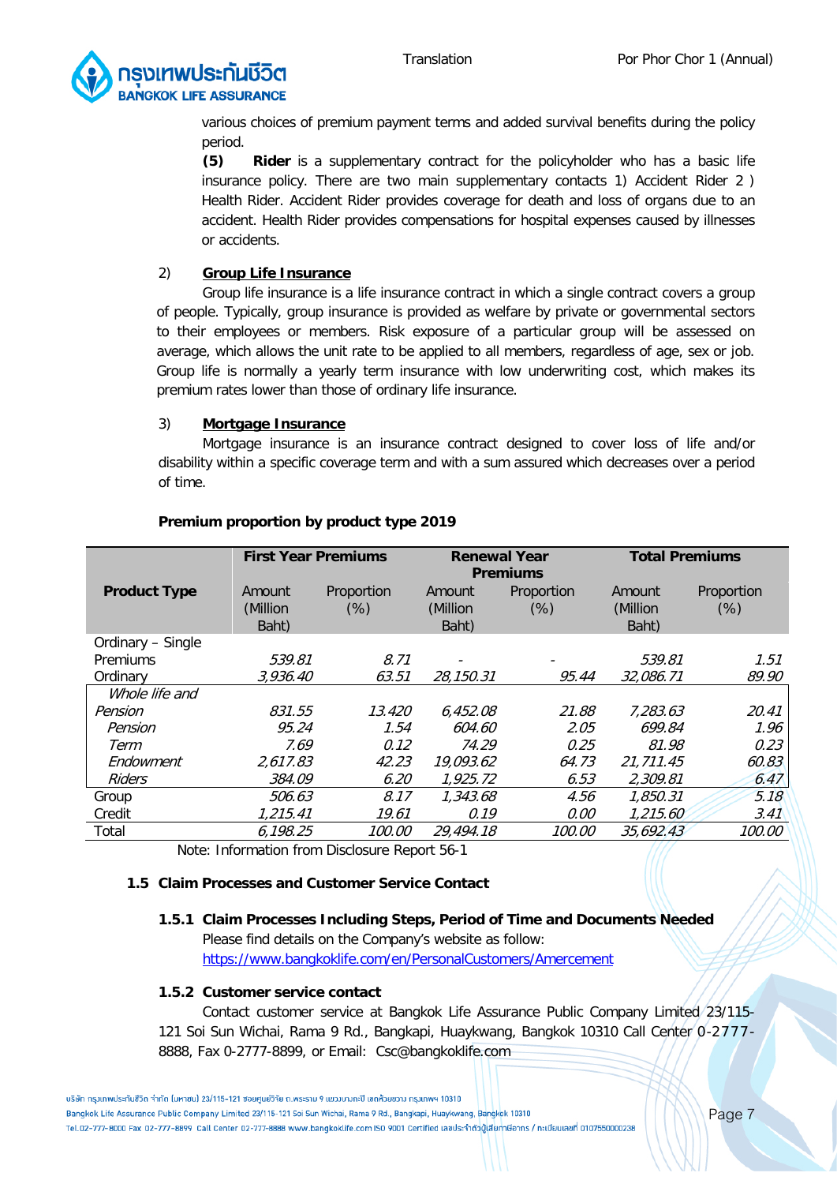various choices of premium payment terms and added survival benefits during the policy period.

**(5) Rider** is a supplementary contract for the policyholder who has a basic life insurance policy. There are two main supplementary contacts 1) Accident Rider 2 ) Health Rider. Accident Rider provides coverage for death and loss of organs due to an accident. Health Rider provides compensations for hospital expenses caused by illnesses or accidents.

2) **Group Life Insurance**

Group life insurance is a life insurance contract in which a single contract covers a group of people. Typically, group insurance is provided as welfare by private or governmental sectors to their employees or members. Risk exposure of a particular group will be assessed on average, which allows the unit rate to be applied to all members, regardless of age, sex or job. Group life is normally a yearly term insurance with low underwriting cost, which makes its premium rates lower than those of ordinary life insurance.

3) **Mortgage Insurance**

Mortgage insurance is an insurance contract designed to cover loss of life and/or disability within a specific coverage term and with a sum assured which decreases over a period of time.

**Premium proportion by product type 2019**

| Product Type | First Year Premiums | | Renewal Year Premiums | | Total Premiums | |
|---|---|---|---|---|---|---|
| | Amount (Million Baht) | Proportion (%) | Amount (Million Baht) | Proportion (%) | Amount (Million Baht) | Proportion (%) |
| Ordinary – Single Premiums | 539.81 | 8.71 | - | - | 539.81 | 1.51 |
| Ordinary | 3,936.40 | 63.51 | 28,150.31 | 95.44 | 32,086.71 | 89.90 |
| *Whole life and Pension* | *831.55* | *13.420* | *6,452.08* | *21.88* | *7,283.63* | *20.41* |
| *Pension* | *95.24* | *1.54* | *604.60* | *2.05* | *699.84* | *1.96* |
| *Term* | *7.69* | *0.12* | *74.29* | *0.25* | *81.98* | *0.23* |
| *Endowment* | *2,617.83* | *42.23* | *19,093.62* | *64.73* | *21,711.45* | *60.83* |
| *Riders* | *384.09* | *6.20* | *1,925.72* | *6.53* | *2,309.81* | *6.47* |
| Group | 506.63 | 8.17 | 1,343.68 | 4.56 | 1,850.31 | 5.18 |
| Credit | 1,215.41 | 19.61 | 0.19 | 0.00 | 1,215.60 | 3.41 |
| Total | 6,198.25 | 100.00 | 29,494.18 | 100.00 | 35,692.43 | 100.00 |

Note: Information from Disclosure Report 56-1

### 1.5 Claim Processes and Customer Service Contact

#### 1.5.1 Claim Processes Including Steps, Period of Time and Documents Needed

Please find details on the Company's website as follow:
https://www.bangkoklife.com/en/PersonalCustomers/Amercement

#### 1.5.2 Customer service contact

Contact customer service at Bangkok Life Assurance Public Company Limited 23/115-121 Soi Sun Wichai, Rama 9 Rd., Bangkapi, Huaykwang, Bangkok 10310 Call Center 0-2777-8888, Fax 0-2777-8899, or Email: Csc@bangkoklife.com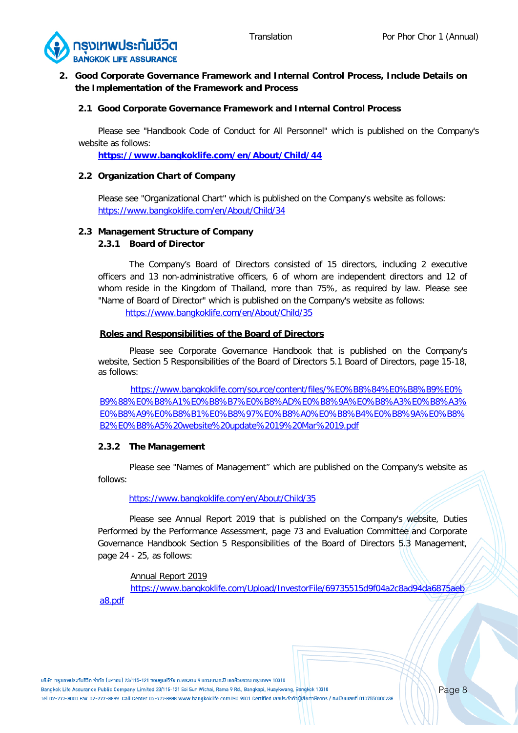## 2. Good Corporate Governance Framework and Internal Control Process, Include Details on the Implementation of the Framework and Process

### 2.1 Good Corporate Governance Framework and Internal Control Process

Please see "Handbook Code of Conduct for All Personnel" which is published on the Company's website as follows:

**https://www.bangkoklife.com/en/About/Child/44**

### 2.2 Organization Chart of Company

Please see "Organizational Chart" which is published on the Company's website as follows:
https://www.bangkoklife.com/en/About/Child/34

### 2.3 Management Structure of Company

#### 2.3.1 Board of Director

The Company's Board of Directors consisted of 15 directors, including 2 executive officers and 13 non-administrative officers, 6 of whom are independent directors and 12 of whom reside in the Kingdom of Thailand, more than 75%, as required by law. Please see "Name of Board of Director" which is published on the Company's website as follows:

https://www.bangkoklife.com/en/About/Child/35

**Roles and Responsibilities of the Board of Directors**

Please see Corporate Governance Handbook that is published on the Company's website, Section 5 Responsibilities of the Board of Directors 5.1 Board of Directors, page 15-18, as follows:

https://www.bangkoklife.com/source/content/files/%E0%B8%84%E0%B8%B9%E0%B9%88%E0%B8%A1%E0%B8%B7%E0%B8%AD%E0%B8%9A%E0%B8%A3%E0%B8%A3%E0%B8%A9%E0%B8%B1%E0%B8%97%E0%B8%A0%E0%B8%B4%E0%B8%9A%E0%B8%B2%E0%B8%A5%20website%20update%2019%20Mar%2019.pdf

#### 2.3.2 The Management

Please see "Names of Management" which are published on the Company's website as follows:

https://www.bangkoklife.com/en/About/Child/35

Please see Annual Report 2019 that is published on the Company's website, Duties Performed by the Performance Assessment, page 73 and Evaluation Committee and Corporate Governance Handbook Section 5 Responsibilities of the Board of Directors 5.3 Management, page 24 - 25, as follows:

Annual Report 2019
https://www.bangkoklife.com/Upload/InvestorFile/69735515d9f04a2c8ad94da6875aeba8.pdf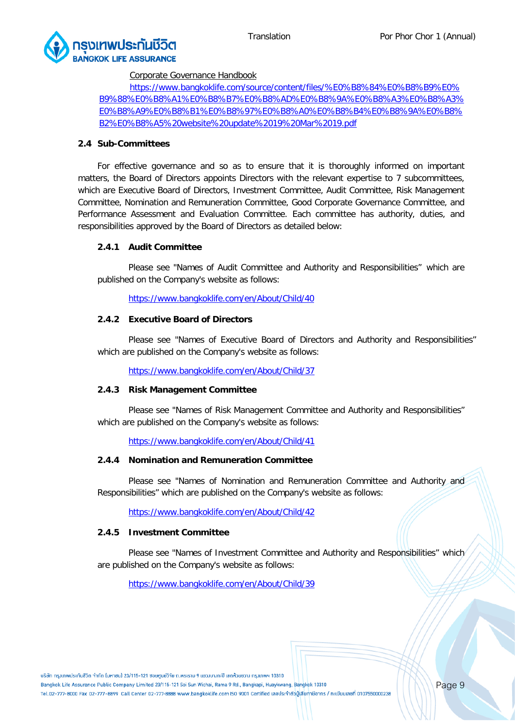Corporate Governance Handbook

https://www.bangkoklife.com/source/content/files/%E0%B8%84%E0%B8%B9%E0%B9%88%E0%B8%A1%E0%B8%B7%E0%B8%AD%E0%B8%9A%E0%B8%A3%E0%B8%A3%E0%B8%A9%E0%B8%B1%E0%B8%97%E0%B8%A0%E0%B8%B4%E0%B8%9A%E0%B8%B2%E0%B8%A5%20website%20update%2019%20Mar%2019.pdf

### 2.4 Sub-Committees

For effective governance and so as to ensure that it is thoroughly informed on important matters, the Board of Directors appoints Directors with the relevant expertise to 7 subcommittees, which are Executive Board of Directors, Investment Committee, Audit Committee, Risk Management Committee, Nomination and Remuneration Committee, Good Corporate Governance Committee, and Performance Assessment and Evaluation Committee. Each committee has authority, duties, and responsibilities approved by the Board of Directors as detailed below:

#### 2.4.1 Audit Committee

Please see "Names of Audit Committee and Authority and Responsibilities" which are published on the Company's website as follows:

https://www.bangkoklife.com/en/About/Child/40

#### 2.4.2 Executive Board of Directors

Please see "Names of Executive Board of Directors and Authority and Responsibilities" which are published on the Company's website as follows:

https://www.bangkoklife.com/en/About/Child/37

#### 2.4.3 Risk Management Committee

Please see "Names of Risk Management Committee and Authority and Responsibilities" which are published on the Company's website as follows:

https://www.bangkoklife.com/en/About/Child/41

#### 2.4.4 Nomination and Remuneration Committee

Please see "Names of Nomination and Remuneration Committee and Authority and Responsibilities" which are published on the Company's website as follows:

https://www.bangkoklife.com/en/About/Child/42

#### 2.4.5 Investment Committee

Please see "Names of Investment Committee and Authority and Responsibilities" which are published on the Company's website as follows:

https://www.bangkoklife.com/en/About/Child/39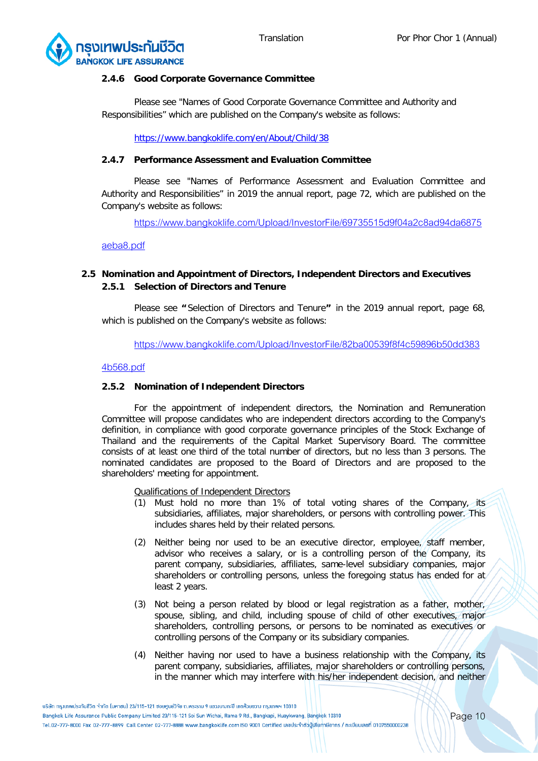#### 2.4.6 Good Corporate Governance Committee

Please see "Names of Good Corporate Governance Committee and Authority and Responsibilities" which are published on the Company's website as follows:

https://www.bangkoklife.com/en/About/Child/38

#### 2.4.7 Performance Assessment and Evaluation Committee

Please see "Names of Performance Assessment and Evaluation Committee and Authority and Responsibilities" in 2019 the annual report, page 72, which are published on the Company's website as follows:

https://www.bangkoklife.com/Upload/InvestorFile/69735515d9f04a2c8ad94da6875aeba8.pdf

### 2.5 Nomination and Appointment of Directors, Independent Directors and Executives

#### 2.5.1 Selection of Directors and Tenure

Please see **"**Selection of Directors and Tenure**"** in the 2019 annual report, page 68, which is published on the Company's website as follows:

https://www.bangkoklife.com/Upload/InvestorFile/82ba00539f8f4c59896b50dd3834b568.pdf

#### 2.5.2 Nomination of Independent Directors

For the appointment of independent directors, the Nomination and Remuneration Committee will propose candidates who are independent directors according to the Company's definition, in compliance with good corporate governance principles of the Stock Exchange of Thailand and the requirements of the Capital Market Supervisory Board. The committee consists of at least one third of the total number of directors, but no less than 3 persons. The nominated candidates are proposed to the Board of Directors and are proposed to the shareholders' meeting for appointment.

Qualifications of Independent Directors

(1) Must hold no more than 1% of total voting shares of the Company, its subsidiaries, affiliates, major shareholders, or persons with controlling power. This includes shares held by their related persons.

(2) Neither being nor used to be an executive director, employee, staff member, advisor who receives a salary, or is a controlling person of the Company, its parent company, subsidiaries, affiliates, same-level subsidiary companies, major shareholders or controlling persons, unless the foregoing status has ended for at least 2 years.

(3) Not being a person related by blood or legal registration as a father, mother, spouse, sibling, and child, including spouse of child of other executives, major shareholders, controlling persons, or persons to be nominated as executives or controlling persons of the Company or its subsidiary companies.

(4) Neither having nor used to have a business relationship with the Company, its parent company, subsidiaries, affiliates, major shareholders or controlling persons, in the manner which may interfere with his/her independent decision, and neither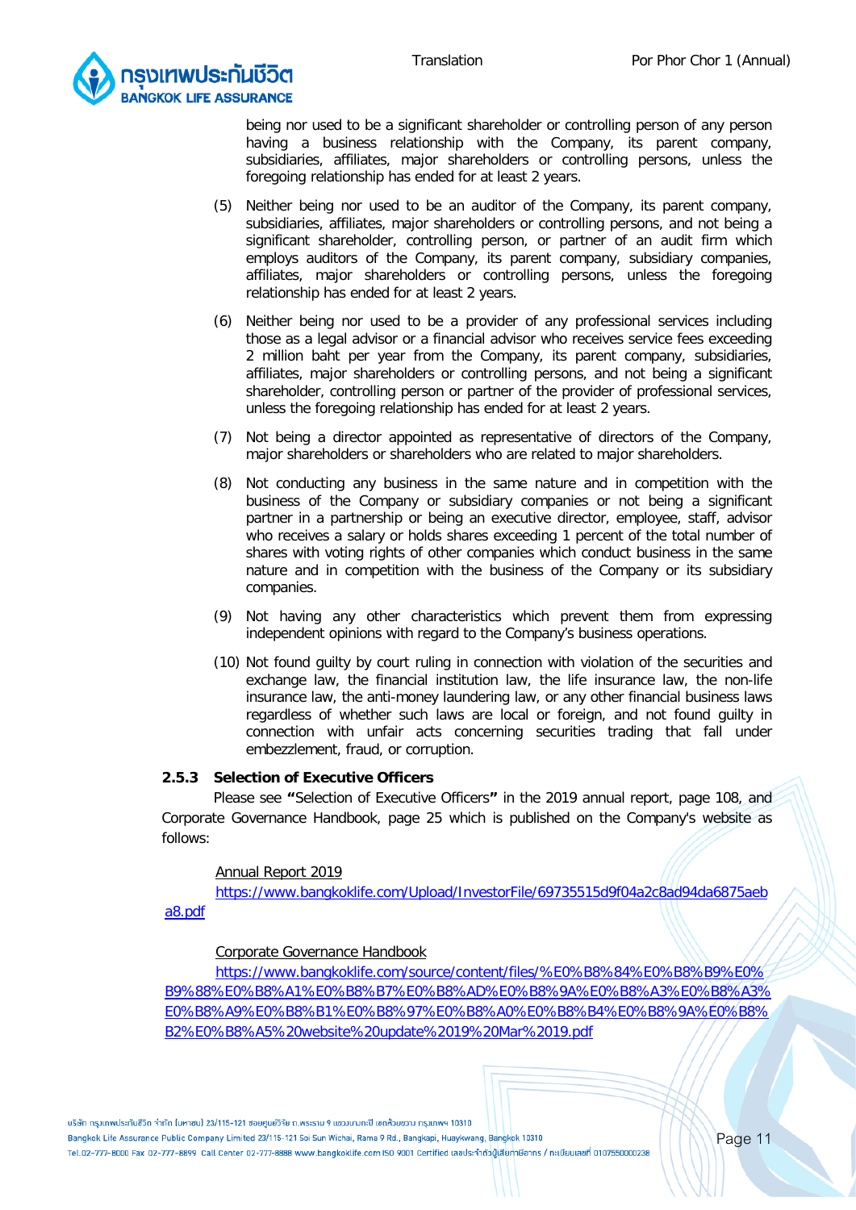being nor used to be a significant shareholder or controlling person of any person having a business relationship with the Company, its parent company, subsidiaries, affiliates, major shareholders or controlling persons, unless the foregoing relationship has ended for at least 2 years.

(5) Neither being nor used to be an auditor of the Company, its parent company, subsidiaries, affiliates, major shareholders or controlling persons, and not being a significant shareholder, controlling person, or partner of an audit firm which employs auditors of the Company, its parent company, subsidiary companies, affiliates, major shareholders or controlling persons, unless the foregoing relationship has ended for at least 2 years.

(6) Neither being nor used to be a provider of any professional services including those as a legal advisor or a financial advisor who receives service fees exceeding 2 million baht per year from the Company, its parent company, subsidiaries, affiliates, major shareholders or controlling persons, and not being a significant shareholder, controlling person or partner of the provider of professional services, unless the foregoing relationship has ended for at least 2 years.

(7) Not being a director appointed as representative of directors of the Company, major shareholders or shareholders who are related to major shareholders.

(8) Not conducting any business in the same nature and in competition with the business of the Company or subsidiary companies or not being a significant partner in a partnership or being an executive director, employee, staff, advisor who receives a salary or holds shares exceeding 1 percent of the total number of shares with voting rights of other companies which conduct business in the same nature and in competition with the business of the Company or its subsidiary companies.

(9) Not having any other characteristics which prevent them from expressing independent opinions with regard to the Company's business operations.

(10) Not found guilty by court ruling in connection with violation of the securities and exchange law, the financial institution law, the life insurance law, the non-life insurance law, the anti-money laundering law, or any other financial business laws regardless of whether such laws are local or foreign, and not found guilty in connection with unfair acts concerning securities trading that fall under embezzlement, fraud, or corruption.

### 2.5.3 Selection of Executive Officers

Please see **"**Selection of Executive Officers**"** in the 2019 annual report, page 108, and Corporate Governance Handbook, page 25 which is published on the Company's website as follows:

Annual Report 2019

https://www.bangkoklife.com/Upload/InvestorFile/69735515d9f04a2c8ad94da6875aeba8.pdf

Corporate Governance Handbook

https://www.bangkoklife.com/source/content/files/%E0%B8%84%E0%B8%B9%E0%B9%88%E0%B8%A1%E0%B8%B7%E0%B8%AD%E0%B8%9A%E0%B8%A3%E0%B8%A3%E0%B8%A9%E0%B8%B1%E0%B8%97%E0%B8%A0%E0%B8%B4%E0%B8%9A%E0%B8%B2%E0%B8%A5%20website%20update%2019%20Mar%2019.pdf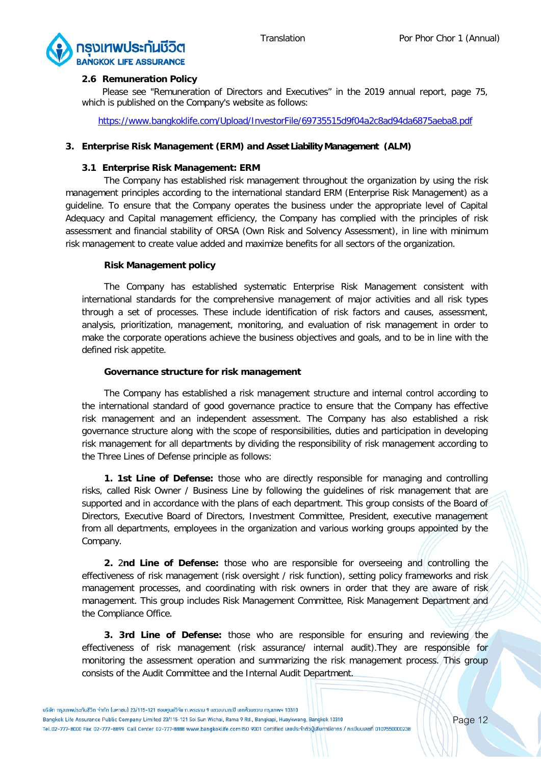### 2.6 Remuneration Policy

Please see "Remuneration of Directors and Executives" in the 2019 annual report, page 75, which is published on the Company's website as follows:

https://www.bangkoklife.com/Upload/InvestorFile/69735515d9f04a2c8ad94da6875aeba8.pdf

## 3. Enterprise Risk Management (ERM) and Asset Liability Management (ALM)

### 3.1 Enterprise Risk Management: ERM

The Company has established risk management throughout the organization by using the risk management principles according to the international standard ERM (Enterprise Risk Management) as a guideline. To ensure that the Company operates the business under the appropriate level of Capital Adequacy and Capital management efficiency, the Company has complied with the principles of risk assessment and financial stability of ORSA (Own Risk and Solvency Assessment), in line with minimum risk management to create value added and maximize benefits for all sectors of the organization.

**Risk Management policy**

The Company has established systematic Enterprise Risk Management consistent with international standards for the comprehensive management of major activities and all risk types through a set of processes. These include identification of risk factors and causes, assessment, analysis, prioritization, management, monitoring, and evaluation of risk management in order to make the corporate operations achieve the business objectives and goals, and to be in line with the defined risk appetite.

**Governance structure for risk management**

The Company has established a risk management structure and internal control according to the international standard of good governance practice to ensure that the Company has effective risk management and an independent assessment. The Company has also established a risk governance structure along with the scope of responsibilities, duties and participation in developing risk management for all departments by dividing the responsibility of risk management according to the Three Lines of Defense principle as follows:

**1. 1st Line of Defense:** those who are directly responsible for managing and controlling risks, called Risk Owner / Business Line by following the guidelines of risk management that are supported and in accordance with the plans of each department. This group consists of the Board of Directors, Executive Board of Directors, Investment Committee, President, executive management from all departments, employees in the organization and various working groups appointed by the Company.

**2.** 2**nd Line of Defense:** those who are responsible for overseeing and controlling the effectiveness of risk management (risk oversight / risk function), setting policy frameworks and risk management processes, and coordinating with risk owners in order that they are aware of risk management. This group includes Risk Management Committee, Risk Management Department and the Compliance Office.

**3. 3rd Line of Defense:** those who are responsible for ensuring and reviewing the effectiveness of risk management (risk assurance/ internal audit).They are responsible for monitoring the assessment operation and summarizing the risk management process. This group consists of the Audit Committee and the Internal Audit Department.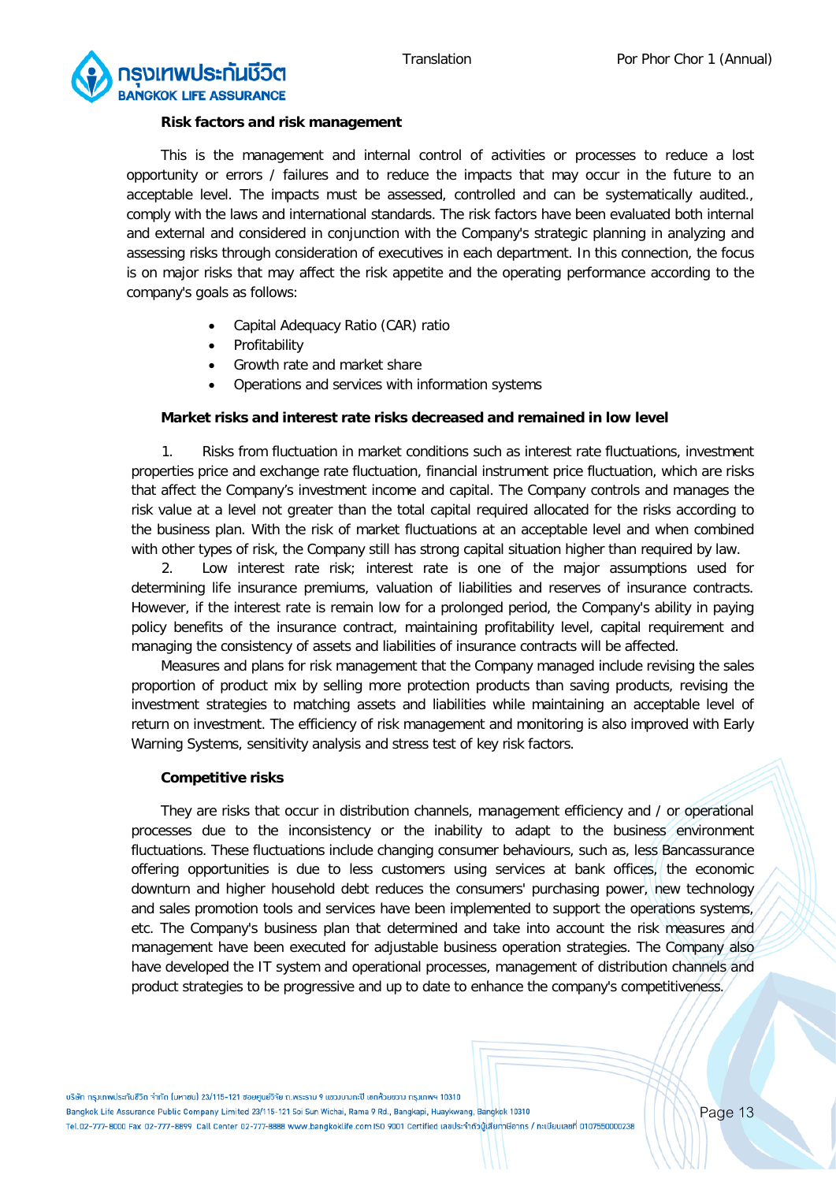**Risk factors and risk management**

This is the management and internal control of activities or processes to reduce a lost opportunity or errors / failures and to reduce the impacts that may occur in the future to an acceptable level. The impacts must be assessed, controlled and can be systematically audited., comply with the laws and international standards. The risk factors have been evaluated both internal and external and considered in conjunction with the Company's strategic planning in analyzing and assessing risks through consideration of executives in each department. In this connection, the focus is on major risks that may affect the risk appetite and the operating performance according to the company's goals as follows:

- Capital Adequacy Ratio (CAR) ratio
- Profitability
- Growth rate and market share
- Operations and services with information systems

**Market risks and interest rate risks decreased and remained in low level**

1. Risks from fluctuation in market conditions such as interest rate fluctuations, investment properties price and exchange rate fluctuation, financial instrument price fluctuation, which are risks that affect the Company's investment income and capital. The Company controls and manages the risk value at a level not greater than the total capital required allocated for the risks according to the business plan. With the risk of market fluctuations at an acceptable level and when combined with other types of risk, the Company still has strong capital situation higher than required by law.

2. Low interest rate risk; interest rate is one of the major assumptions used for determining life insurance premiums, valuation of liabilities and reserves of insurance contracts. However, if the interest rate is remain low for a prolonged period, the Company's ability in paying policy benefits of the insurance contract, maintaining profitability level, capital requirement and managing the consistency of assets and liabilities of insurance contracts will be affected.

Measures and plans for risk management that the Company managed include revising the sales proportion of product mix by selling more protection products than saving products, revising the investment strategies to matching assets and liabilities while maintaining an acceptable level of return on investment. The efficiency of risk management and monitoring is also improved with Early Warning Systems, sensitivity analysis and stress test of key risk factors.

**Competitive risks**

They are risks that occur in distribution channels, management efficiency and / or operational processes due to the inconsistency or the inability to adapt to the business environment fluctuations. These fluctuations include changing consumer behaviours, such as, less Bancassurance offering opportunities is due to less customers using services at bank offices, the economic downturn and higher household debt reduces the consumers' purchasing power, new technology and sales promotion tools and services have been implemented to support the operations systems, etc. The Company's business plan that determined and take into account the risk measures and management have been executed for adjustable business operation strategies. The Company also have developed the IT system and operational processes, management of distribution channels and product strategies to be progressive and up to date to enhance the company's competitiveness.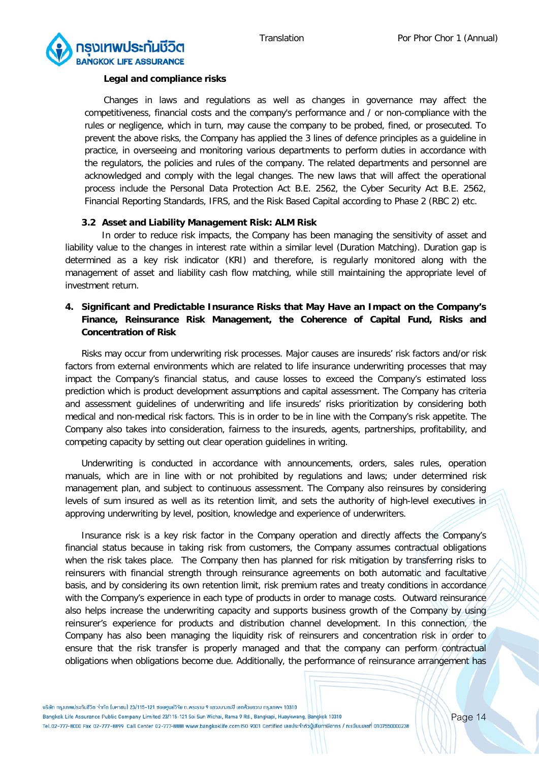**Legal and compliance risks**

Changes in laws and regulations as well as changes in governance may affect the competitiveness, financial costs and the company's performance and / or non-compliance with the rules or negligence, which in turn, may cause the company to be probed, fined, or prosecuted. To prevent the above risks, the Company has applied the 3 lines of defence principles as a guideline in practice, in overseeing and monitoring various departments to perform duties in accordance with the regulators, the policies and rules of the company. The related departments and personnel are acknowledged and comply with the legal changes. The new laws that will affect the operational process include the Personal Data Protection Act B.E. 2562, the Cyber Security Act B.E. 2562, Financial Reporting Standards, IFRS, and the Risk Based Capital according to Phase 2 (RBC 2) etc.

### 3.2 Asset and Liability Management Risk: ALM Risk

In order to reduce risk impacts, the Company has been managing the sensitivity of asset and liability value to the changes in interest rate within a similar level (Duration Matching). Duration gap is determined as a key risk indicator (KRI) and therefore, is regularly monitored along with the management of asset and liability cash flow matching, while still maintaining the appropriate level of investment return.

## 4. Significant and Predictable Insurance Risks that May Have an Impact on the Company's Finance, Reinsurance Risk Management, the Coherence of Capital Fund, Risks and Concentration of Risk

Risks may occur from underwriting risk processes. Major causes are insureds' risk factors and/or risk factors from external environments which are related to life insurance underwriting processes that may impact the Company's financial status, and cause losses to exceed the Company's estimated loss prediction which is product development assumptions and capital assessment. The Company has criteria and assessment guidelines of underwriting and life insureds' risks prioritization by considering both medical and non-medical risk factors. This is in order to be in line with the Company's risk appetite. The Company also takes into consideration, fairness to the insureds, agents, partnerships, profitability, and competing capacity by setting out clear operation guidelines in writing.

Underwriting is conducted in accordance with announcements, orders, sales rules, operation manuals, which are in line with or not prohibited by regulations and laws; under determined risk management plan, and subject to continuous assessment. The Company also reinsures by considering levels of sum insured as well as its retention limit, and sets the authority of high-level executives in approving underwriting by level, position, knowledge and experience of underwriters.

Insurance risk is a key risk factor in the Company operation and directly affects the Company's financial status because in taking risk from customers, the Company assumes contractual obligations when the risk takes place. The Company then has planned for risk mitigation by transferring risks to reinsurers with financial strength through reinsurance agreements on both automatic and facultative basis, and by considering its own retention limit, risk premium rates and treaty conditions in accordance with the Company's experience in each type of products in order to manage costs. Outward reinsurance also helps increase the underwriting capacity and supports business growth of the Company by using reinsurer's experience for products and distribution channel development. In this connection, the Company has also been managing the liquidity risk of reinsurers and concentration risk in order to ensure that the risk transfer is properly managed and that the company can perform contractual obligations when obligations become due. Additionally, the performance of reinsurance arrangement has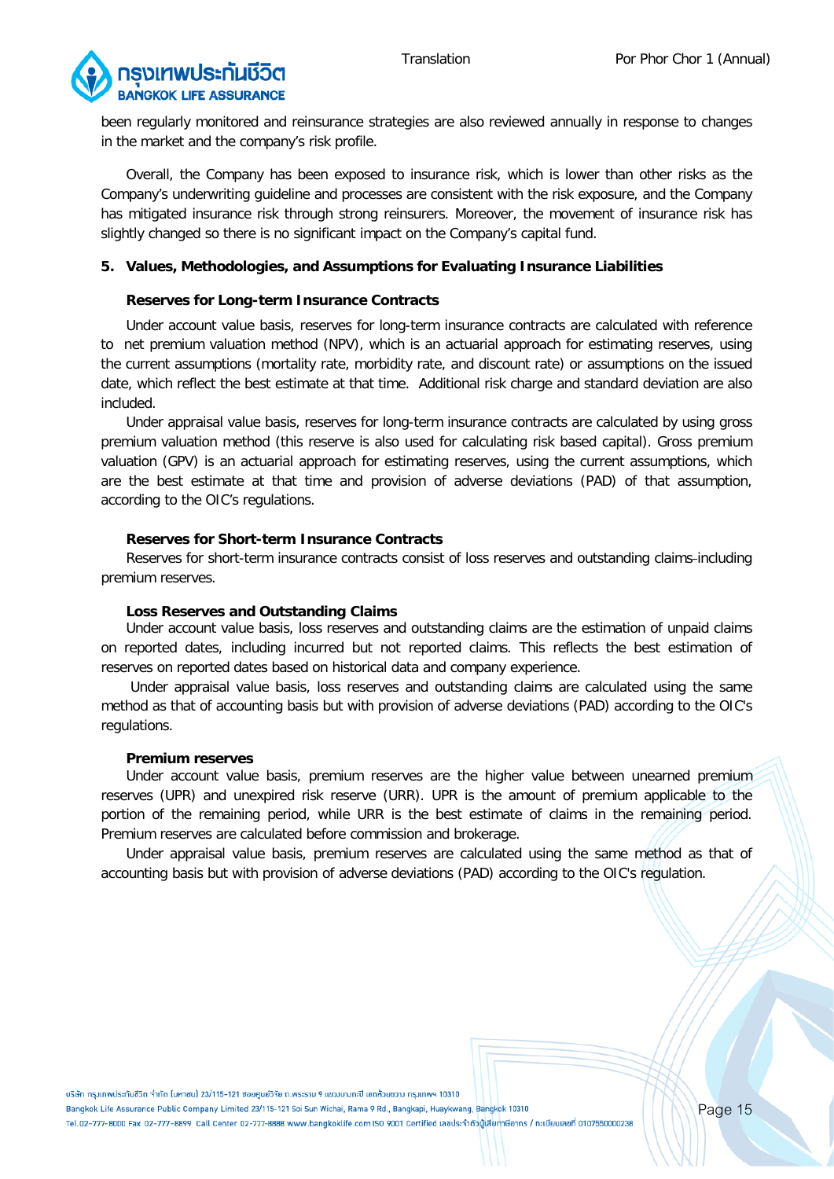been regularly monitored and reinsurance strategies are also reviewed annually in response to changes in the market and the company's risk profile.

Overall, the Company has been exposed to insurance risk, which is lower than other risks as the Company's underwriting guideline and processes are consistent with the risk exposure, and the Company has mitigated insurance risk through strong reinsurers. Moreover, the movement of insurance risk has slightly changed so there is no significant impact on the Company's capital fund.

## 5. Values, Methodologies, and Assumptions for Evaluating Insurance Liabilities

### Reserves for Long-term Insurance Contracts

Under account value basis, reserves for long-term insurance contracts are calculated with reference to net premium valuation method (NPV), which is an actuarial approach for estimating reserves, using the current assumptions (mortality rate, morbidity rate, and discount rate) or assumptions on the issued date, which reflect the best estimate at that time. Additional risk charge and standard deviation are also included.

Under appraisal value basis, reserves for long-term insurance contracts are calculated by using gross premium valuation method (this reserve is also used for calculating risk based capital). Gross premium valuation (GPV) is an actuarial approach for estimating reserves, using the current assumptions, which are the best estimate at that time and provision of adverse deviations (PAD) of that assumption, according to the OIC's regulations.

### Reserves for Short-term Insurance Contracts

Reserves for short-term insurance contracts consist of loss reserves and outstanding claims-including premium reserves.

### Loss Reserves and Outstanding Claims

Under account value basis, loss reserves and outstanding claims are the estimation of unpaid claims on reported dates, including incurred but not reported claims. This reflects the best estimation of reserves on reported dates based on historical data and company experience.

Under appraisal value basis, loss reserves and outstanding claims are calculated using the same method as that of accounting basis but with provision of adverse deviations (PAD) according to the OIC's regulations.

### Premium reserves

Under account value basis, premium reserves are the higher value between unearned premium reserves (UPR) and unexpired risk reserve (URR). UPR is the amount of premium applicable to the portion of the remaining period, while URR is the best estimate of claims in the remaining period. Premium reserves are calculated before commission and brokerage.

Under appraisal value basis, premium reserves are calculated using the same method as that of accounting basis but with provision of adverse deviations (PAD) according to the OIC's regulation.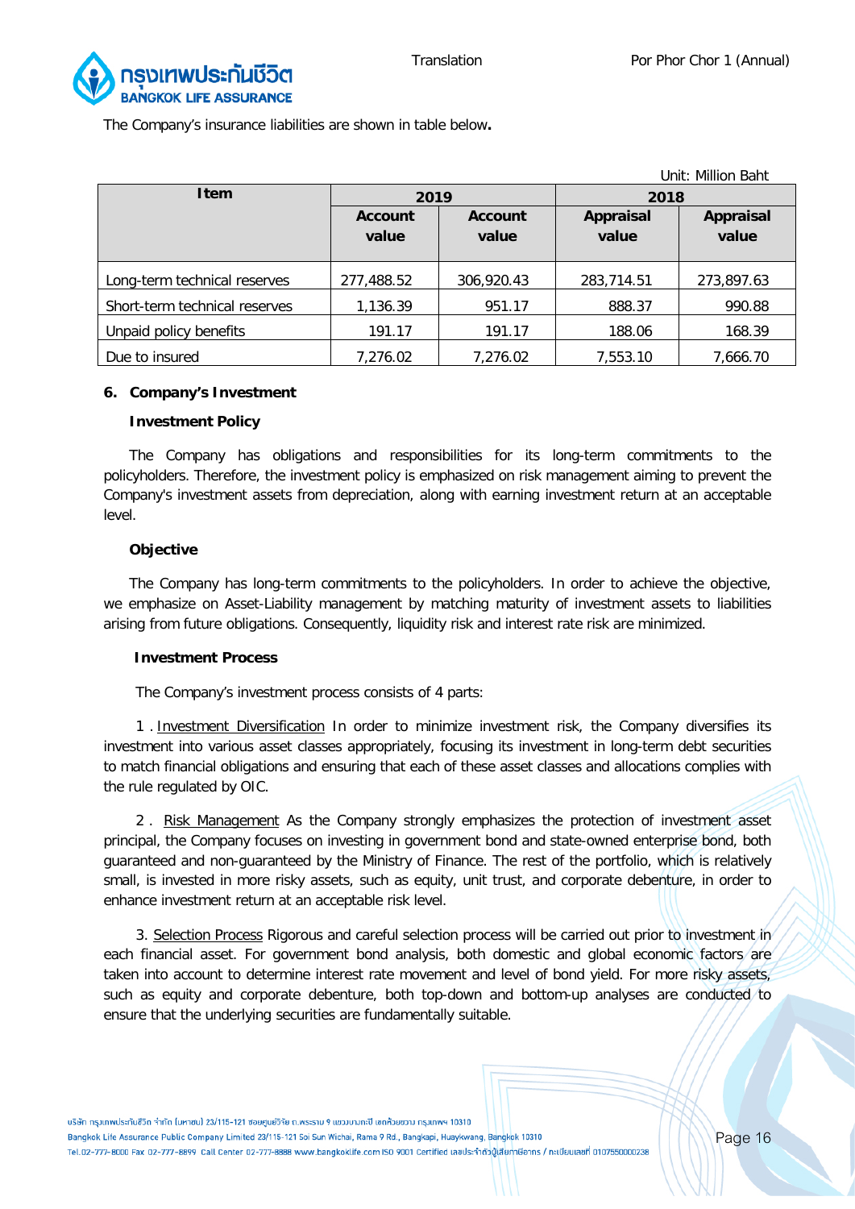The Company's insurance liabilities are shown in table below**.**

Unit: Million Baht

| Item | 2019 | | 2018 | |
|---|---|---|---|---|
| | Account value | Account value | Appraisal value | Appraisal value |
| Long-term technical reserves | 277,488.52 | 306,920.43 | 283,714.51 | 273,897.63 |
| Short-term technical reserves | 1,136.39 | 951.17 | 888.37 | 990.88 |
| Unpaid policy benefits | 191.17 | 191.17 | 188.06 | 168.39 |
| Due to insured | 7,276.02 | 7,276.02 | 7,553.10 | 7,666.70 |

## 6. Company's Investment

### Investment Policy

The Company has obligations and responsibilities for its long-term commitments to the policyholders. Therefore, the investment policy is emphasized on risk management aiming to prevent the Company's investment assets from depreciation, along with earning investment return at an acceptable level.

### Objective

The Company has long-term commitments to the policyholders. In order to achieve the objective, we emphasize on Asset-Liability management by matching maturity of investment assets to liabilities arising from future obligations. Consequently, liquidity risk and interest rate risk are minimized.

### Investment Process

The Company's investment process consists of 4 parts:

1 . <u>Investment Diversification</u> In order to minimize investment risk, the Company diversifies its investment into various asset classes appropriately, focusing its investment in long-term debt securities to match financial obligations and ensuring that each of these asset classes and allocations complies with the rule regulated by OIC.

2 . <u>Risk Management</u> As the Company strongly emphasizes the protection of investment asset principal, the Company focuses on investing in government bond and state-owned enterprise bond, both guaranteed and non-guaranteed by the Ministry of Finance. The rest of the portfolio, which is relatively small, is invested in more risky assets, such as equity, unit trust, and corporate debenture, in order to enhance investment return at an acceptable risk level.

3. <u>Selection Process</u> Rigorous and careful selection process will be carried out prior to investment in each financial asset. For government bond analysis, both domestic and global economic factors are taken into account to determine interest rate movement and level of bond yield. For more risky assets, such as equity and corporate debenture, both top-down and bottom-up analyses are conducted to ensure that the underlying securities are fundamentally suitable.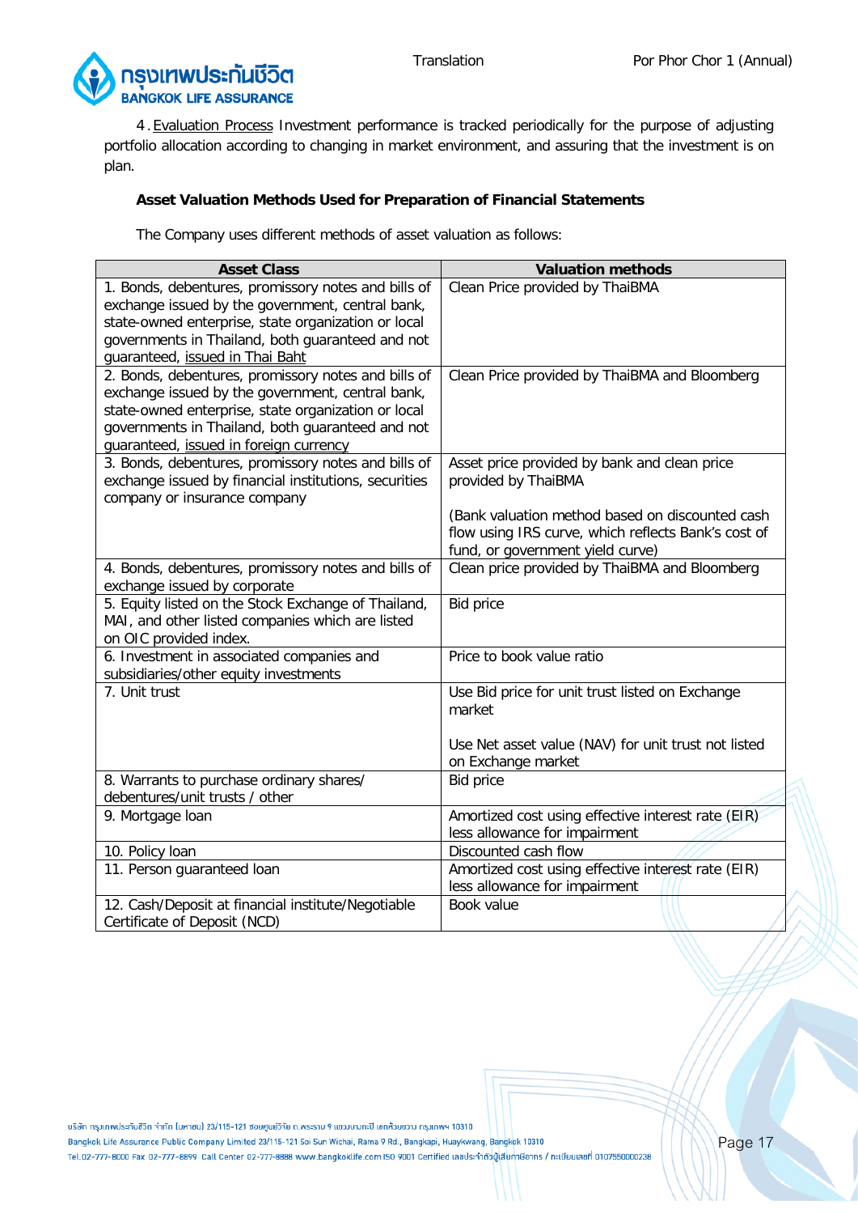4. Evaluation Process Investment performance is tracked periodically for the purpose of adjusting portfolio allocation according to changing in market environment, and assuring that the investment is on plan.

**Asset Valuation Methods Used for Preparation of Financial Statements**

The Company uses different methods of asset valuation as follows:

| Asset Class | Valuation methods |
|---|---|
| 1. Bonds, debentures, promissory notes and bills of exchange issued by the government, central bank, state-owned enterprise, state organization or local governments in Thailand, both guaranteed and not guaranteed, issued in Thai Baht | Clean Price provided by ThaiBMA |
| 2. Bonds, debentures, promissory notes and bills of exchange issued by the government, central bank, state-owned enterprise, state organization or local governments in Thailand, both guaranteed and not guaranteed, issued in foreign currency | Clean Price provided by ThaiBMA and Bloomberg |
| 3. Bonds, debentures, promissory notes and bills of exchange issued by financial institutions, securities company or insurance company | Asset price provided by bank and clean price provided by ThaiBMA<br><br>(Bank valuation method based on discounted cash flow using IRS curve, which reflects Bank's cost of fund, or government yield curve) |
| 4. Bonds, debentures, promissory notes and bills of exchange issued by corporate | Clean price provided by ThaiBMA and Bloomberg |
| 5. Equity listed on the Stock Exchange of Thailand, MAI, and other listed companies which are listed on OIC provided index. | Bid price |
| 6. Investment in associated companies and subsidiaries/other equity investments | Price to book value ratio |
| 7. Unit trust | Use Bid price for unit trust listed on Exchange market<br><br>Use Net asset value (NAV) for unit trust not listed on Exchange market |
| 8. Warrants to purchase ordinary shares/ debentures/unit trusts / other | Bid price |
| 9. Mortgage loan | Amortized cost using effective interest rate (EIR) less allowance for impairment |
| 10. Policy loan | Discounted cash flow |
| 11. Person guaranteed loan | Amortized cost using effective interest rate (EIR) less allowance for impairment |
| 12. Cash/Deposit at financial institute/Negotiable Certificate of Deposit (NCD) | Book value |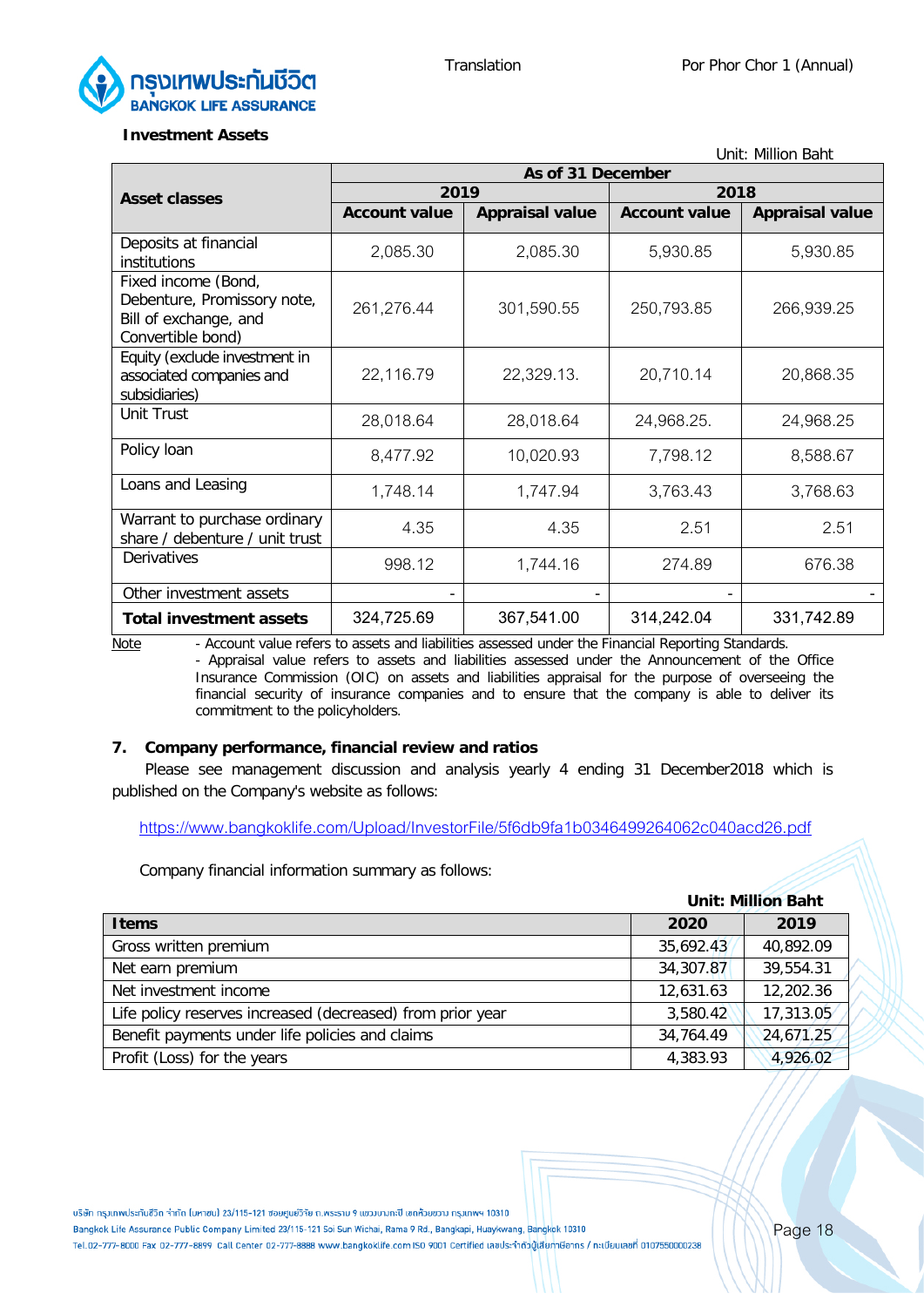**Investment Assets**

Unit: Million Baht

| Asset classes | As of 31 December | | | |
|---|---|---|---|---|
| | 2019 | | 2018 | |
| | Account value | Appraisal value | Account value | Appraisal value |
| Deposits at financial institutions | 2,085.30 | 2,085.30 | 5,930.85 | 5,930.85 |
| Fixed income (Bond, Debenture, Promissory note, Bill of exchange, and Convertible bond) | 261,276.44 | 301,590.55 | 250,793.85 | 266,939.25 |
| Equity (exclude investment in associated companies and subsidiaries) | 22,116.79 | 22,329.13. | 20,710.14 | 20,868.35 |
| Unit Trust | 28,018.64 | 28,018.64 | 24,968.25. | 24,968.25 |
| Policy loan | 8,477.92 | 10,020.93 | 7,798.12 | 8,588.67 |
| Loans and Leasing | 1,748.14 | 1,747.94 | 3,763.43 | 3,768.63 |
| Warrant to purchase ordinary share / debenture / unit trust | 4.35 | 4.35 | 2.51 | 2.51 |
| Derivatives | 998.12 | 1,744.16 | 274.89 | 676.38 |
| Other investment assets | - | - | - | - |
| **Total investment assets** | 324,725.69 | 367,541.00 | 314,242.04 | 331,742.89 |

Note
- Account value refers to assets and liabilities assessed under the Financial Reporting Standards.
- Appraisal value refers to assets and liabilities assessed under the Announcement of the Office Insurance Commission (OIC) on assets and liabilities appraisal for the purpose of overseeing the financial security of insurance companies and to ensure that the company is able to deliver its commitment to the policyholders.

### 7. Company performance, financial review and ratios

Please see management discussion and analysis yearly 4 ending 31 December2018 which is published on the Company's website as follows:

https://www.bangkoklife.com/Upload/InvestorFile/5f6db9fa1b0346499264062c040acd26.pdf

Company financial information summary as follows:

**Unit: Million Baht**

| Items | 2020 | 2019 |
|---|---|---|
| Gross written premium | 35,692.43 | 40,892.09 |
| Net earn premium | 34,307.87 | 39,554.31 |
| Net investment income | 12,631.63 | 12,202.36 |
| Life policy reserves increased (decreased) from prior year | 3,580.42 | 17,313.05 |
| Benefit payments under life policies and claims | 34,764.49 | 24,671.25 |
| Profit (Loss) for the years | 4,383.93 | 4,926.02 |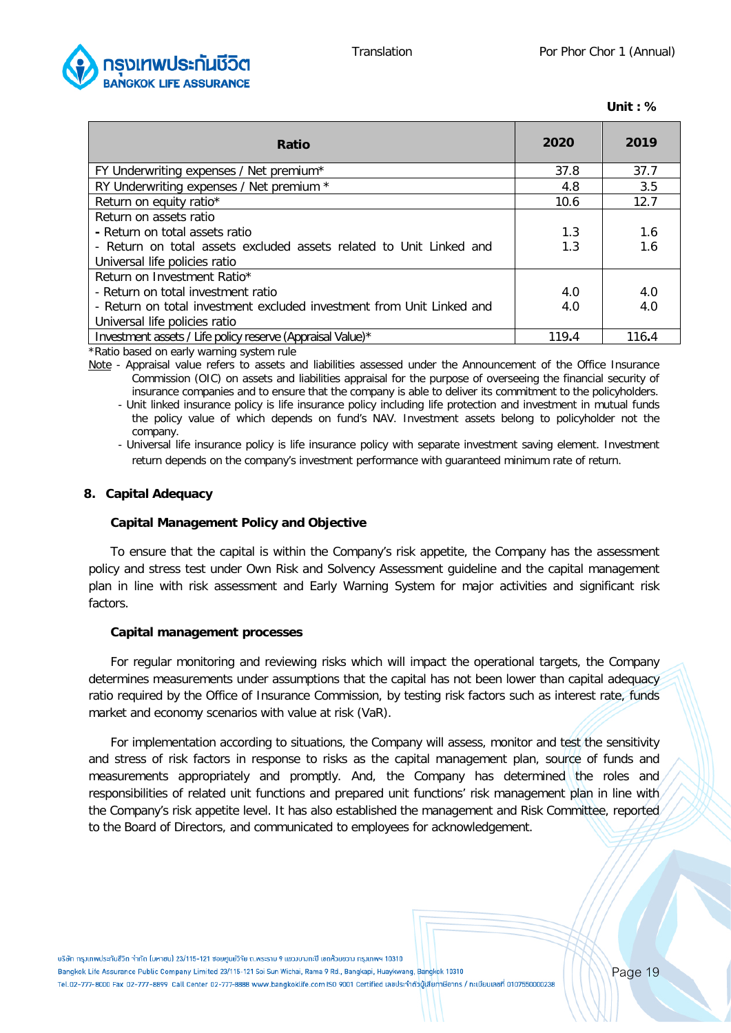Unit : %

| Ratio | 2020 | 2019 |
|---|---|---|
| FY Underwriting expenses / Net premium* | 37.8 | 37.7 |
| RY Underwriting expenses / Net premium * | 4.8 | 3.5 |
| Return on equity ratio* | 10.6 | 12.7 |
| Return on assets ratio<br>- Return on total assets ratio<br>- Return on total assets excluded assets related to Unit Linked and Universal life policies ratio | <br>1.3<br>1.3 | <br>1.6<br>1.6 |
| Return on Investment Ratio*<br>- Return on total investment ratio<br>- Return on total investment excluded investment from Unit Linked and Universal life policies ratio | <br>4.0<br>4.0 | <br>4.0<br>4.0 |
| Investment assets / Life policy reserve (Appraisal Value)* | 119.4 | 116.4 |

*Ratio based on early warning system rule

Note - Appraisal value refers to assets and liabilities assessed under the Announcement of the Office Insurance Commission (OIC) on assets and liabilities appraisal for the purpose of overseeing the financial security of insurance companies and to ensure that the company is able to deliver its commitment to the policyholders.

- Unit linked insurance policy is life insurance policy including life protection and investment in mutual funds the policy value of which depends on fund's NAV. Investment assets belong to policyholder not the company.
- Universal life insurance policy is life insurance policy with separate investment saving element. Investment return depends on the company's investment performance with guaranteed minimum rate of return.

## 8. Capital Adequacy

### Capital Management Policy and Objective

To ensure that the capital is within the Company's risk appetite, the Company has the assessment policy and stress test under Own Risk and Solvency Assessment guideline and the capital management plan in line with risk assessment and Early Warning System for major activities and significant risk factors.

### Capital management processes

For regular monitoring and reviewing risks which will impact the operational targets, the Company determines measurements under assumptions that the capital has not been lower than capital adequacy ratio required by the Office of Insurance Commission, by testing risk factors such as interest rate, funds market and economy scenarios with value at risk (VaR).

For implementation according to situations, the Company will assess, monitor and test the sensitivity and stress of risk factors in response to risks as the capital management plan, source of funds and measurements appropriately and promptly. And, the Company has determined the roles and responsibilities of related unit functions and prepared unit functions' risk management plan in line with the Company's risk appetite level. It has also established the management and Risk Committee, reported to the Board of Directors, and communicated to employees for acknowledgement.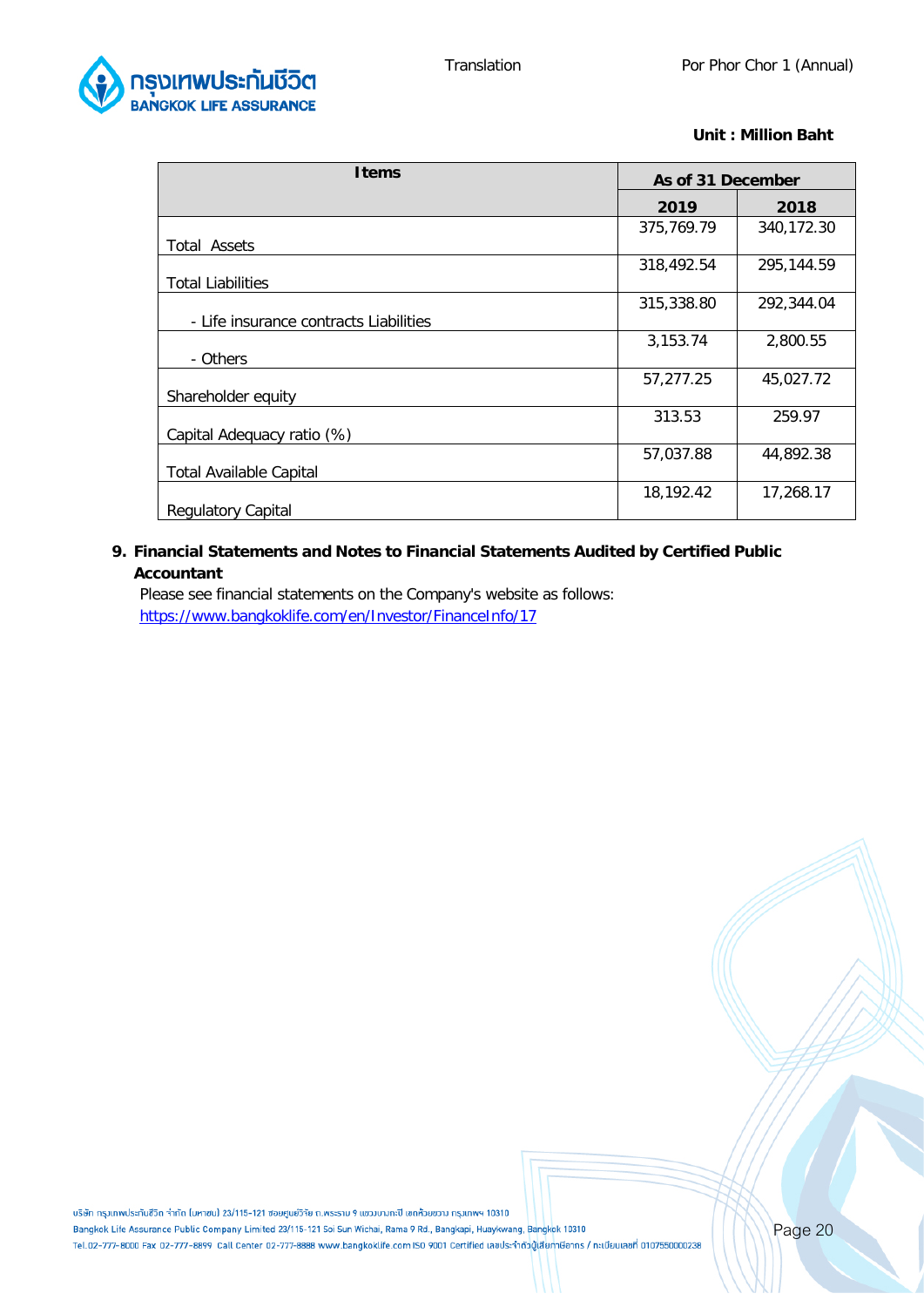Unit : Million Baht

| Items | As of 31 December | |
|---|---|---|
| | 2019 | 2018 |
| Total Assets | 375,769.79 | 340,172.30 |
| Total Liabilities | 318,492.54 | 295,144.59 |
| - Life insurance contracts Liabilities | 315,338.80 | 292,344.04 |
| - Others | 3,153.74 | 2,800.55 |
| Shareholder equity | 57,277.25 | 45,027.72 |
| Capital Adequacy ratio (%) | 313.53 | 259.97 |
| Total Available Capital | 57,037.88 | 44,892.38 |
| Regulatory Capital | 18,192.42 | 17,268.17 |

**9. Financial Statements and Notes to Financial Statements Audited by Certified Public Accountant**

Please see financial statements on the Company's website as follows:
https://www.bangkoklife.com/en/Investor/FinanceInfo/17